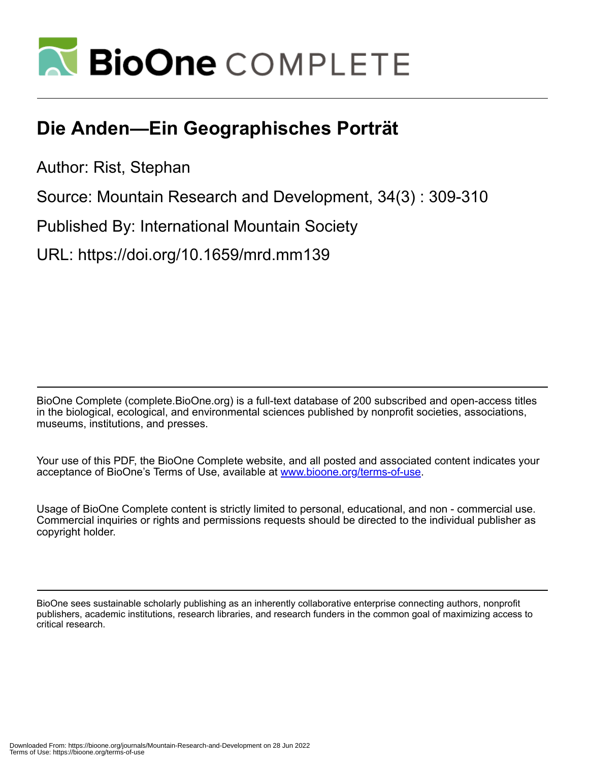# Die Anden—Ein Geographisches Porträt

Author: Rist, Stephan

Source: Mountain Research and Development, 34(3) : 309-310

Published By: International Mountain Society

URL: https://doi.org/10.1659/mrd.mm139

BioOne Complete (complete.BioOne.org) is a full-text database of 200 subscribed and open-access titles in the biological, ecological, and environmental sciences published by nonprofit societies, associations, museums, institutions, and presses.

Your use of this PDF, the BioOne Complete website, and all posted and associated content indicates your acceptance of BioOne's Terms of Use, available at www.bioone.org/terms-of-use.

Usage of BioOne Complete content is strictly limited to personal, educational, and non - commercial use. Commercial inquiries or rights and permissions requests should be directed to the individual publisher as copyright holder.

BioOne sees sustainable scholarly publishing as an inherently collaborative enterprise connecting authors, nonprofit publishers, academic institutions, research libraries, and research funders in the common goal of maximizing access to critical research.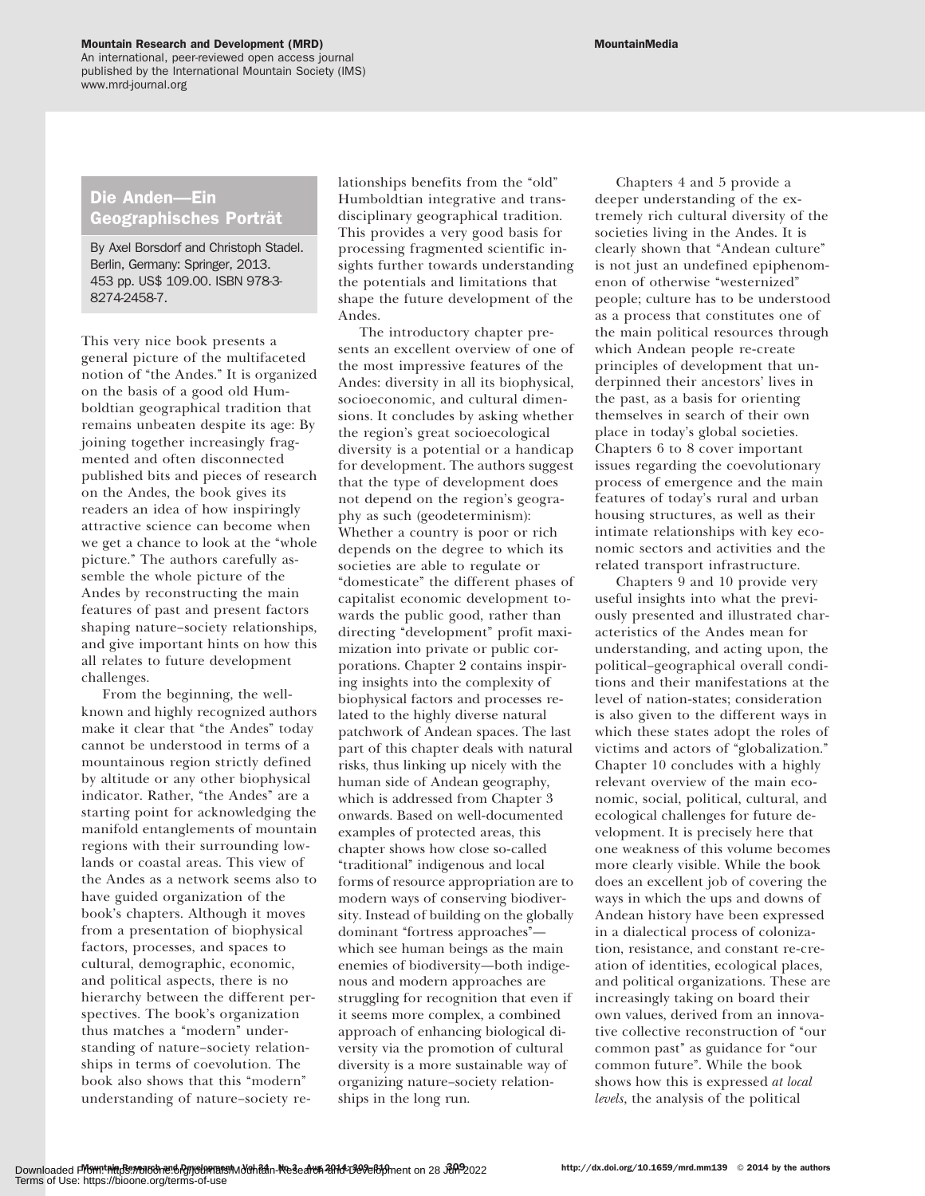## Die Anden—Ein Geographisches Porträt

By Axel Borsdorf and Christoph Stadel. Berlin, Germany: Springer, 2013. 453 pp. US$ 109.00. ISBN 978-3-8274-2458-7.

This very nice book presents a general picture of the multifaceted notion of "the Andes." It is organized on the basis of a good old Humboldtian geographical tradition that remains unbeaten despite its age: By joining together increasingly fragmented and often disconnected published bits and pieces of research on the Andes, the book gives its readers an idea of how inspiringly attractive science can become when we get a chance to look at the "whole picture." The authors carefully assemble the whole picture of the Andes by reconstructing the main features of past and present factors shaping nature–society relationships, and give important hints on how this all relates to future development challenges.

From the beginning, the well-known and highly recognized authors make it clear that "the Andes" today cannot be understood in terms of a mountainous region strictly defined by altitude or any other biophysical indicator. Rather, "the Andes" are a starting point for acknowledging the manifold entanglements of mountain regions with their surrounding lowlands or coastal areas. This view of the Andes as a network seems also to have guided organization of the book's chapters. Although it moves from a presentation of biophysical factors, processes, and spaces to cultural, demographic, economic, and political aspects, there is no hierarchy between the different perspectives. The book's organization thus matches a "modern" understanding of nature–society relationships in terms of coevolution. The book also shows that this "modern" understanding of nature–society relationships benefits from the "old" Humboldtian integrative and transdisciplinary geographical tradition. This provides a very good basis for processing fragmented scientific insights further towards understanding the potentials and limitations that shape the future development of the Andes.

The introductory chapter presents an excellent overview of one of the most impressive features of the Andes: diversity in all its biophysical, socioeconomic, and cultural dimensions. It concludes by asking whether the region's great socioecological diversity is a potential or a handicap for development. The authors suggest that the type of development does not depend on the region's geography as such (geodeterminism): Whether a country is poor or rich depends on the degree to which its societies are able to regulate or "domesticate" the different phases of capitalist economic development towards the public good, rather than directing "development" profit maximization into private or public corporations. Chapter 2 contains inspiring insights into the complexity of biophysical factors and processes related to the highly diverse natural patchwork of Andean spaces. The last part of this chapter deals with natural risks, thus linking up nicely with the human side of Andean geography, which is addressed from Chapter 3 onwards. Based on well-documented examples of protected areas, this chapter shows how close so-called "traditional" indigenous and local forms of resource appropriation are to modern ways of conserving biodiversity. Instead of building on the globally dominant "fortress approaches"—which see human beings as the main enemies of biodiversity—both indigenous and modern approaches are struggling for recognition that even if it seems more complex, a combined approach of enhancing biological diversity via the promotion of cultural diversity is a more sustainable way of organizing nature–society relationships in the long run.

Chapters 4 and 5 provide a deeper understanding of the extremely rich cultural diversity of the societies living in the Andes. It is clearly shown that "Andean culture" is not just an undefined epiphenomenon of otherwise "westernized" people; culture has to be understood as a process that constitutes one of the main political resources through which Andean people re-create principles of development that underpinned their ancestors' lives in the past, as a basis for orienting themselves in search of their own place in today's global societies. Chapters 6 to 8 cover important issues regarding the coevolutionary process of emergence and the main features of today's rural and urban housing structures, as well as their intimate relationships with key economic sectors and activities and the related transport infrastructure.

Chapters 9 and 10 provide very useful insights into what the previously presented and illustrated characteristics of the Andes mean for understanding, and acting upon, the political–geographical overall conditions and their manifestations at the level of nation-states; consideration is also given to the different ways in which these states adopt the roles of victims and actors of "globalization." Chapter 10 concludes with a highly relevant overview of the main economic, social, political, cultural, and ecological challenges for future development. It is precisely here that one weakness of this volume becomes more clearly visible. While the book does an excellent job of covering the ways in which the ups and downs of Andean history have been expressed in a dialectical process of colonization, resistance, and constant re-creation of identities, ecological places, and political organizations. These are increasingly taking on board their own values, derived from an innovative collective reconstruction of "our common past" as guidance for "our common future". While the book shows how this is expressed *at local levels*, the analysis of the political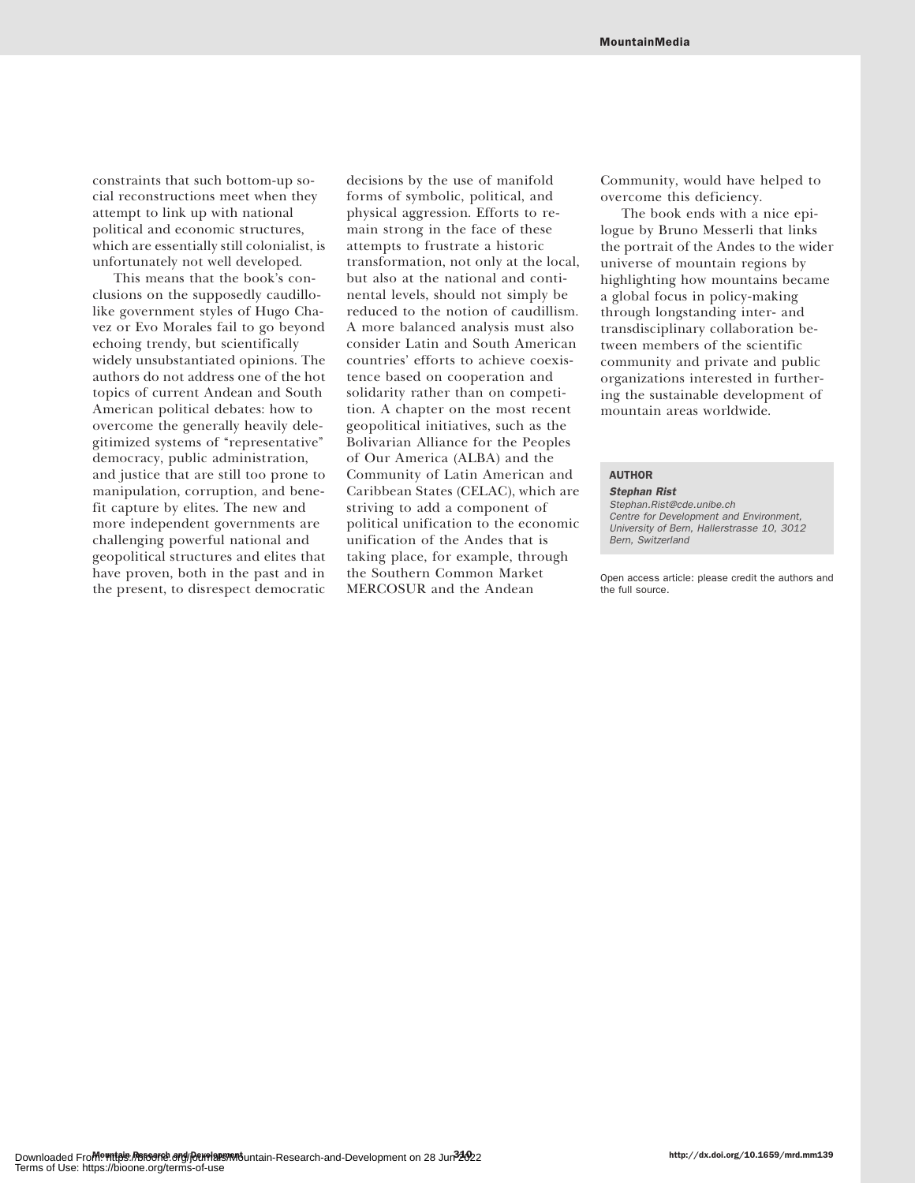constraints that such bottom-up social reconstructions meet when they attempt to link up with national political and economic structures, which are essentially still colonialist, is unfortunately not well developed.

This means that the book's conclusions on the supposedly caudillo-like government styles of Hugo Chavez or Evo Morales fail to go beyond echoing trendy, but scientifically widely unsubstantiated opinions. The authors do not address one of the hot topics of current Andean and South American political debates: how to overcome the generally heavily delegitimized systems of "representative" democracy, public administration, and justice that are still too prone to manipulation, corruption, and benefit capture by elites. The new and more independent governments are challenging powerful national and geopolitical structures and elites that have proven, both in the past and in the present, to disrespect democratic decisions by the use of manifold forms of symbolic, political, and physical aggression. Efforts to remain strong in the face of these attempts to frustrate a historic transformation, not only at the local, but also at the national and continental levels, should not simply be reduced to the notion of caudillism. A more balanced analysis must also consider Latin and South American countries' efforts to achieve coexistence based on cooperation and solidarity rather than on competition. A chapter on the most recent geopolitical initiatives, such as the Bolivarian Alliance for the Peoples of Our America (ALBA) and the Community of Latin American and Caribbean States (CELAC), which are striving to add a component of political unification to the economic unification of the Andes that is taking place, for example, through the Southern Common Market MERCOSUR and the Andean Community, would have helped to overcome this deficiency.

The book ends with a nice epilogue by Bruno Messerli that links the portrait of the Andes to the wider universe of mountain regions by highlighting how mountains became a global focus in policy-making through longstanding inter- and transdisciplinary collaboration between members of the scientific community and private and public organizations interested in furthering the sustainable development of mountain areas worldwide.

**AUTHOR**

***Stephan Rist***
*Stephan.Rist@cde.unibe.ch*
*Centre for Development and Environment, University of Bern, Hallerstrasse 10, 3012 Bern, Switzerland*

Open access article: please credit the authors and the full source.